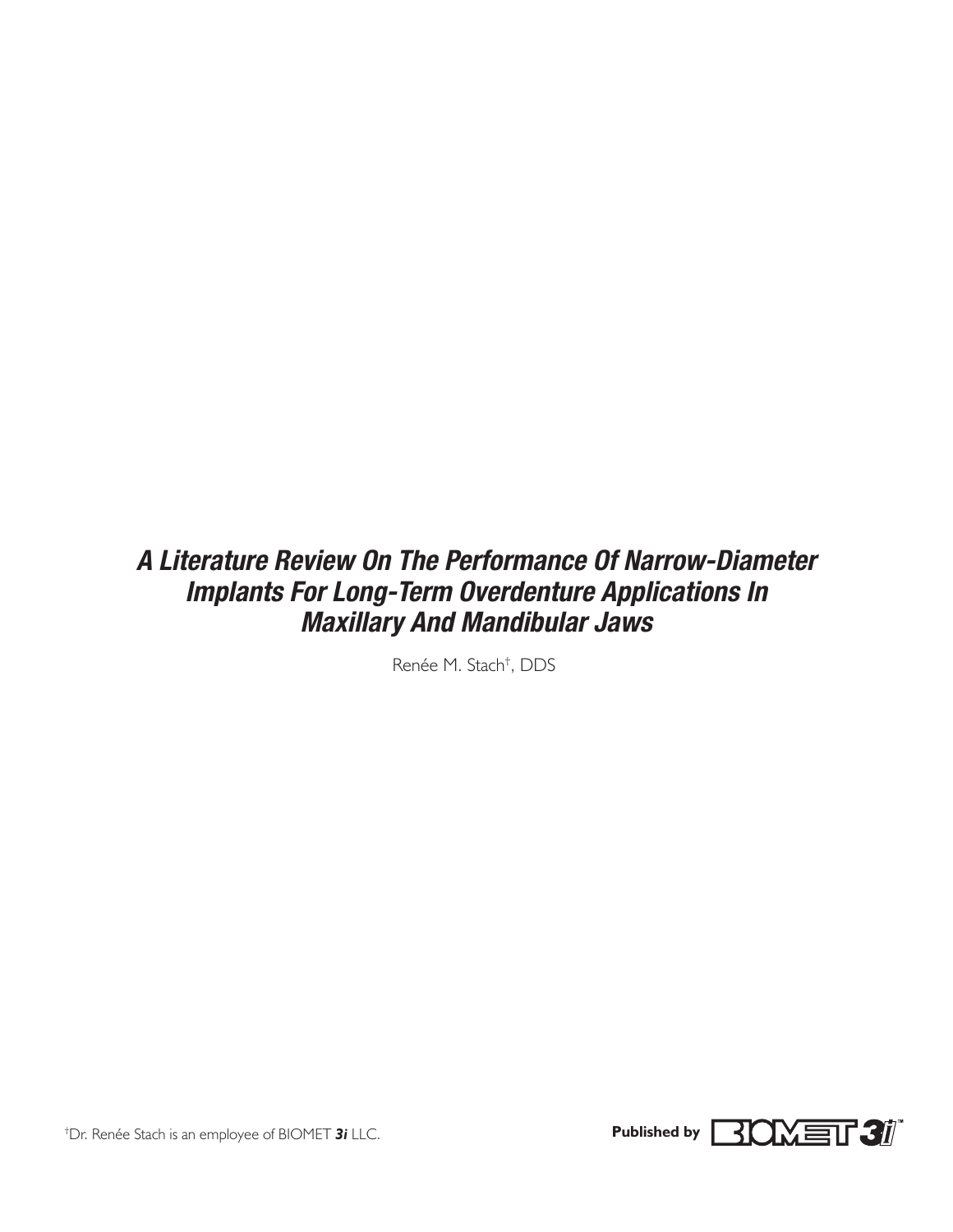# *A Literature Review On The Performance Of Narrow-Diameter Implants For Long-Term Overdenture Applications In Maxillary And Mandibular Jaws*

Renée M. Stach†, DDS

†Dr. Renée Stach is an employee of BIOMET ***3i*** LLC.

**Published by** BIOMET 3i™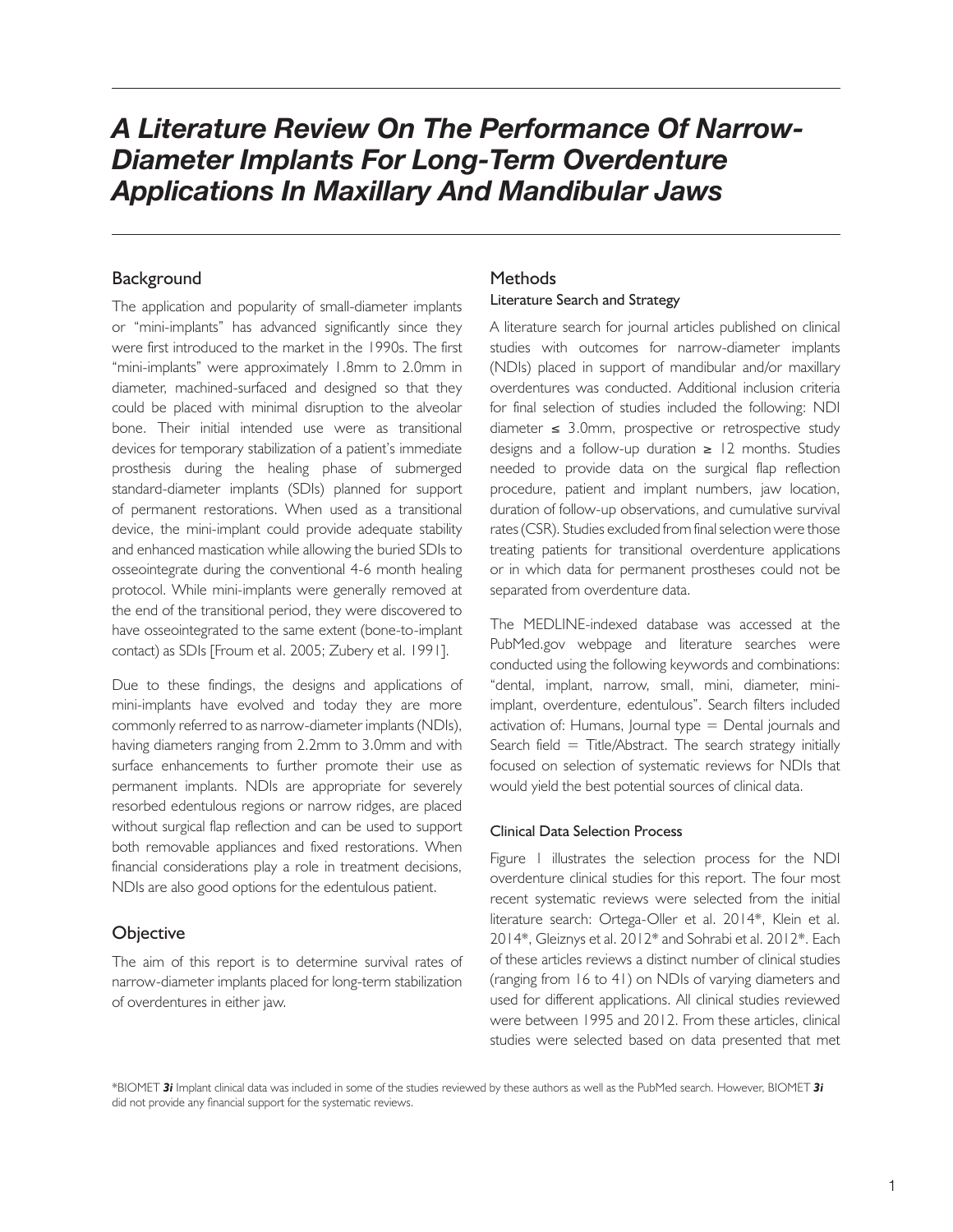# A Literature Review On The Performance Of Narrow-Diameter Implants For Long-Term Overdenture Applications In Maxillary And Mandibular Jaws

## Background

The application and popularity of small-diameter implants or "mini-implants" has advanced significantly since they were first introduced to the market in the 1990s. The first "mini-implants" were approximately 1.8mm to 2.0mm in diameter, machined-surfaced and designed so that they could be placed with minimal disruption to the alveolar bone. Their initial intended use were as transitional devices for temporary stabilization of a patient's immediate prosthesis during the healing phase of submerged standard-diameter implants (SDIs) planned for support of permanent restorations. When used as a transitional device, the mini-implant could provide adequate stability and enhanced mastication while allowing the buried SDIs to osseointegrate during the conventional 4-6 month healing protocol. While mini-implants were generally removed at the end of the transitional period, they were discovered to have osseointegrated to the same extent (bone-to-implant contact) as SDIs [Froum et al. 2005; Zubery et al. 1991].

Due to these findings, the designs and applications of mini-implants have evolved and today they are more commonly referred to as narrow-diameter implants (NDIs), having diameters ranging from 2.2mm to 3.0mm and with surface enhancements to further promote their use as permanent implants. NDIs are appropriate for severely resorbed edentulous regions or narrow ridges, are placed without surgical flap reflection and can be used to support both removable appliances and fixed restorations. When financial considerations play a role in treatment decisions, NDIs are also good options for the edentulous patient.

## Objective

The aim of this report is to determine survival rates of narrow-diameter implants placed for long-term stabilization of overdentures in either jaw.

## Methods

### Literature Search and Strategy

A literature search for journal articles published on clinical studies with outcomes for narrow-diameter implants (NDIs) placed in support of mandibular and/or maxillary overdentures was conducted. Additional inclusion criteria for final selection of studies included the following: NDI diameter ≤ 3.0mm, prospective or retrospective study designs and a follow-up duration ≥ 12 months. Studies needed to provide data on the surgical flap reflection procedure, patient and implant numbers, jaw location, duration of follow-up observations, and cumulative survival rates (CSR). Studies excluded from final selection were those treating patients for transitional overdenture applications or in which data for permanent prostheses could not be separated from overdenture data.

The MEDLINE-indexed database was accessed at the PubMed.gov webpage and literature searches were conducted using the following keywords and combinations: "dental, implant, narrow, small, mini, diameter, mini-implant, overdenture, edentulous". Search filters included activation of: Humans, Journal type = Dental journals and Search field = Title/Abstract. The search strategy initially focused on selection of systematic reviews for NDIs that would yield the best potential sources of clinical data.

### Clinical Data Selection Process

Figure 1 illustrates the selection process for the NDI overdenture clinical studies for this report. The four most recent systematic reviews were selected from the initial literature search: Ortega-Oller et al. 2014*, Klein et al. 2014*, Gleiznys et al. 2012* and Sohrabi et al. 2012*. Each of these articles reviews a distinct number of clinical studies (ranging from 16 to 41) on NDIs of varying diameters and used for different applications. All clinical studies reviewed were between 1995 and 2012. From these articles, clinical studies were selected based on data presented that met

*BIOMET ***3i*** Implant clinical data was included in some of the studies reviewed by these authors as well as the PubMed search. However, BIOMET ***3i*** did not provide any financial support for the systematic reviews.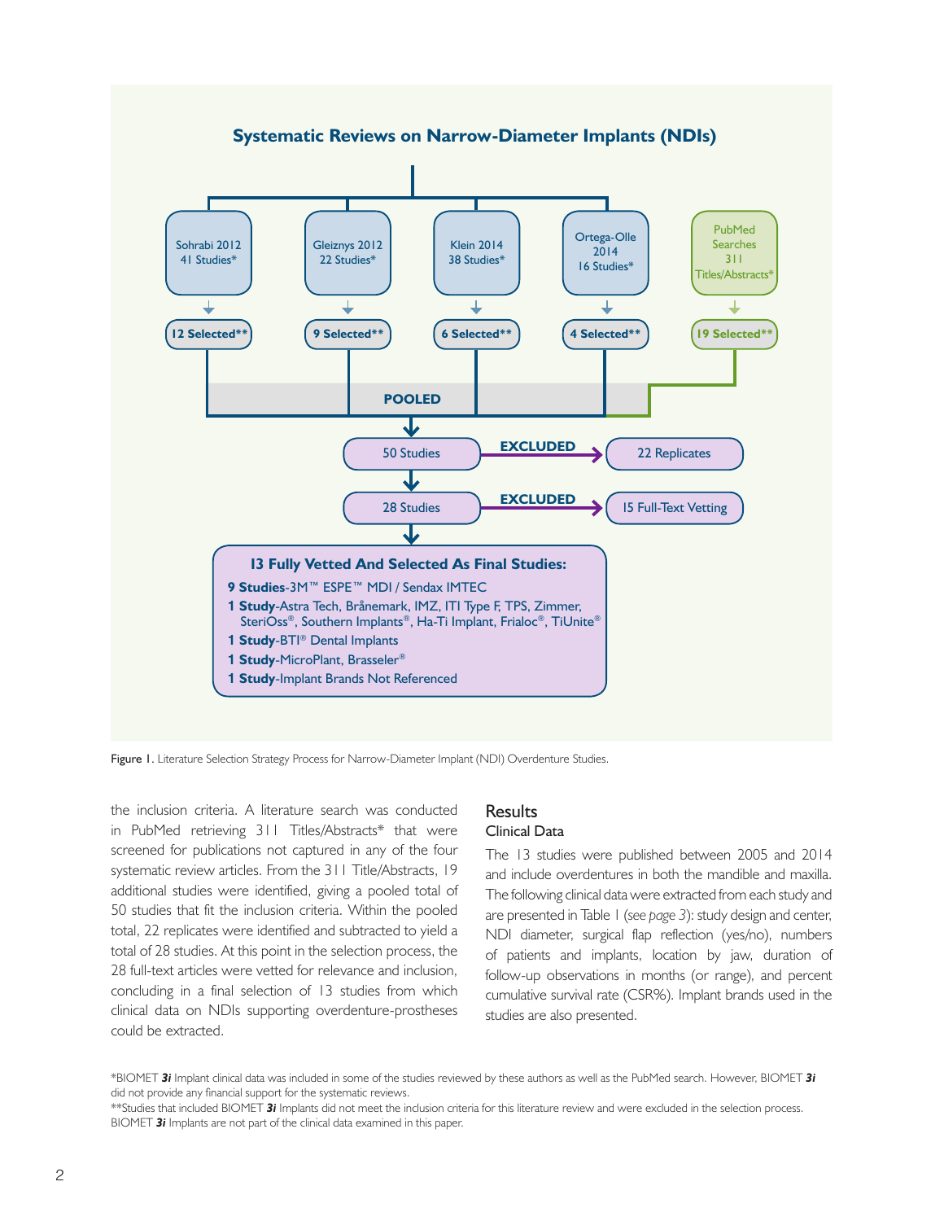## Systematic Reviews on Narrow-Diameter Implants (NDIs)

- Sohrabi 2012 — 41 Studies* → 12 Selected**
- Gleiznys 2012 — 22 Studies* → 9 Selected**
- Klein 2014 — 38 Studies* → 6 Selected**
- Ortega-Olle 2014 — 16 Studies* → 4 Selected**
- PubMed Searches — 311 Titles/Abstracts* → 19 Selected**

**POOLED**

50 Studies → **EXCLUDED** → 22 Replicates

28 Studies → **EXCLUDED** → 15 Full-Text Vetting

**13 Fully Vetted And Selected As Final Studies:**

- **9 Studies**-3M™ ESPE™ MDI / Sendax IMTEC
- **1 Study**-Astra Tech, Brånemark, IMZ, ITI Type F, TPS, Zimmer, SteriOss®, Southern Implants®, Ha-Ti Implant, Frialoc®, TiUnite®
- **1 Study**-BTI® Dental Implants
- **1 Study**-MicroPlant, Brasseler®
- **1 Study**-Implant Brands Not Referenced

**Figure 1.** Literature Selection Strategy Process for Narrow-Diameter Implant (NDI) Overdenture Studies.

the inclusion criteria. A literature search was conducted in PubMed retrieving 311 Titles/Abstracts* that were screened for publications not captured in any of the four systematic review articles. From the 311 Title/Abstracts, 19 additional studies were identified, giving a pooled total of 50 studies that fit the inclusion criteria. Within the pooled total, 22 replicates were identified and subtracted to yield a total of 28 studies. At this point in the selection process, the 28 full-text articles were vetted for relevance and inclusion, concluding in a final selection of 13 studies from which clinical data on NDIs supporting overdenture-prostheses could be extracted.

## Results

### Clinical Data

The 13 studies were published between 2005 and 2014 and include overdentures in both the mandible and maxilla. The following clinical data were extracted from each study and are presented in Table 1 (*see page 3*): study design and center, NDI diameter, surgical flap reflection (yes/no), numbers of patients and implants, location by jaw, duration of follow-up observations in months (or range), and percent cumulative survival rate (CSR%). Implant brands used in the studies are also presented.

*BIOMET ***3i*** Implant clinical data was included in some of the studies reviewed by these authors as well as the PubMed search. However, BIOMET ***3i*** did not provide any financial support for the systematic reviews.

**Studies that included BIOMET ***3i*** Implants did not meet the inclusion criteria for this literature review and were excluded in the selection process. BIOMET ***3i*** Implants are not part of the clinical data examined in this paper.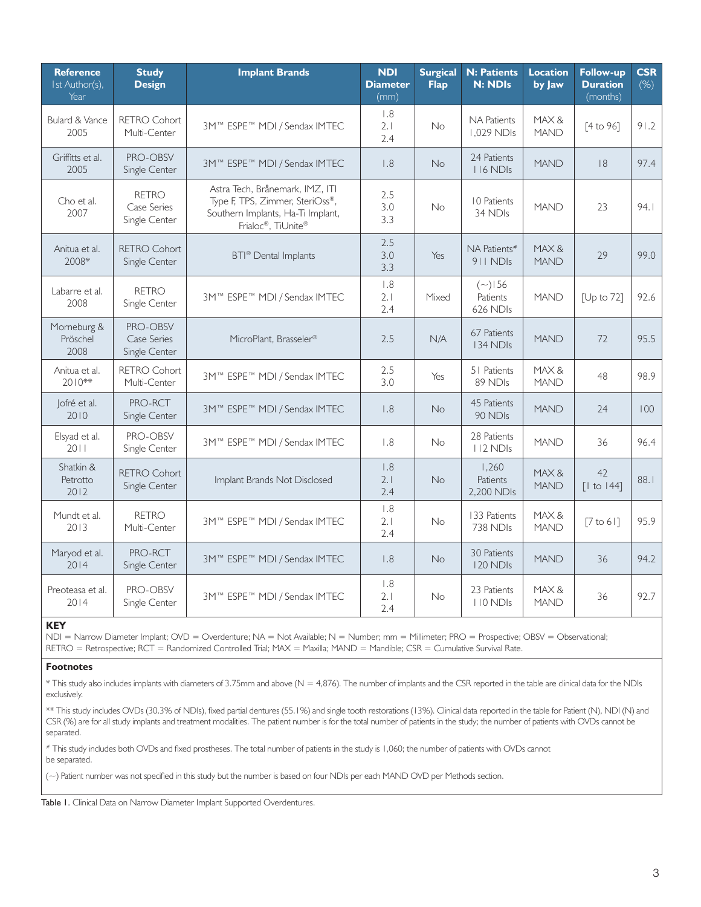| Reference 1st Author(s), Year | Study Design | Implant Brands | NDI Diameter (mm) | Surgical Flap | N: Patients N: NDIs | Location by Jaw | Follow-up Duration (months) | CSR (%) |
|---|---|---|---|---|---|---|---|---|
| Bulard & Vance 2005 | RETRO Cohort Multi-Center | 3M™ ESPE™ MDI / Sendax IMTEC | 1.8 2.1 2.4 | No | NA Patients 1,029 NDIs | MAX & MAND | [4 to 96] | 91.2 |
| Griffitts et al. 2005 | PRO-OBSV Single Center | 3M™ ESPE™ MDI / Sendax IMTEC | 1.8 | No | 24 Patients 116 NDIs | MAND | 18 | 97.4 |
| Cho et al. 2007 | RETRO Case Series Single Center | Astra Tech, Brånemark, IMZ, ITI Type F, TPS, Zimmer, SteriOss®, Southern Implants, Ha-Ti Implant, Frialoc®, TiUnite® | 2.5 3.0 3.3 | No | 10 Patients 34 NDIs | MAND | 23 | 94.1 |
| Anitua et al. 2008* | RETRO Cohort Single Center | BTI® Dental Implants | 2.5 3.0 3.3 | Yes | NA Patients# 911 NDIs | MAX & MAND | 29 | 99.0 |
| Labarre et al. 2008 | RETRO Single Center | 3M™ ESPE™ MDI / Sendax IMTEC | 1.8 2.1 2.4 | Mixed | (~)156 Patients 626 NDIs | MAND | [Up to 72] | 92.6 |
| Morneburg & Pröschel 2008 | PRO-OBSV Case Series Single Center | MicroPlant, Brasseler® | 2.5 | N/A | 67 Patients 134 NDIs | MAND | 72 | 95.5 |
| Anitua et al. 2010** | RETRO Cohort Multi-Center | 3M™ ESPE™ MDI / Sendax IMTEC | 2.5 3.0 | Yes | 51 Patients 89 NDIs | MAX & MAND | 48 | 98.9 |
| Jofré et al. 2010 | PRO-RCT Single Center | 3M™ ESPE™ MDI / Sendax IMTEC | 1.8 | No | 45 Patients 90 NDIs | MAND | 24 | 100 |
| Elsyad et al. 2011 | PRO-OBSV Single Center | 3M™ ESPE™ MDI / Sendax IMTEC | 1.8 | No | 28 Patients 112 NDIs | MAND | 36 | 96.4 |
| Shatkin & Petrotto 2012 | RETRO Cohort Single Center | Implant Brands Not Disclosed | 1.8 2.1 2.4 | No | 1,260 Patients 2,200 NDIs | MAX & MAND | 42 [1 to 144] | 88.1 |
| Mundt et al. 2013 | RETRO Multi-Center | 3M™ ESPE™ MDI / Sendax IMTEC | 1.8 2.1 2.4 | No | 133 Patients 738 NDIs | MAX & MAND | [7 to 61] | 95.9 |
| Maryod et al. 2014 | PRO-RCT Single Center | 3M™ ESPE™ MDI / Sendax IMTEC | 1.8 | No | 30 Patients 120 NDIs | MAND | 36 | 94.2 |
| Preoteasa et al. 2014 | PRO-OBSV Single Center | 3M™ ESPE™ MDI / Sendax IMTEC | 1.8 2.1 2.4 | No | 23 Patients 110 NDIs | MAX & MAND | 36 | 92.7 |

**KEY**

NDI = Narrow Diameter Implant; OVD = Overdenture; NA = Not Available; N = Number; mm = Millimeter; PRO = Prospective; OBSV = Observational; RETRO = Retrospective; RCT = Randomized Controlled Trial; MAX = Maxilla; MAND = Mandible; CSR = Cumulative Survival Rate.

**Footnotes**

* This study also includes implants with diameters of 3.75mm and above (N = 4,876). The number of implants and the CSR reported in the table are clinical data for the NDIs exclusively.

** This study includes OVDs (30.3% of NDIs), fixed partial dentures (55.1%) and single tooth restorations (13%). Clinical data reported in the table for Patient (N), NDI (N) and CSR (%) are for all study implants and treatment modalities. The patient number is for the total number of patients in the study; the number of patients with OVDs cannot be separated.

# This study includes both OVDs and fixed prostheses. The total number of patients in the study is 1,060; the number of patients with OVDs cannot be separated.

(~) Patient number was not specified in this study but the number is based on four NDIs per each MAND OVD per Methods section.

Table 1. Clinical Data on Narrow Diameter Implant Supported Overdentures.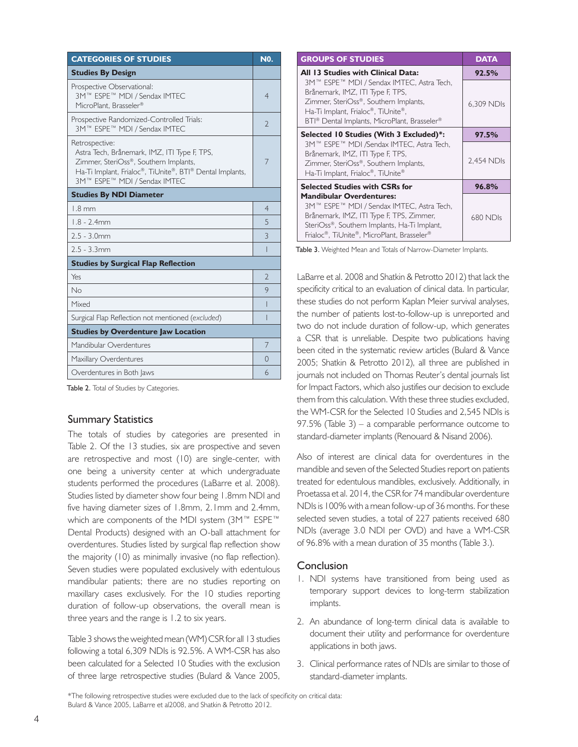| CATEGORIES OF STUDIES | N0. |
|---|---|
| **Studies By Design** | |
| Prospective Observational: 3M™ ESPE™ MDI / Sendax IMTEC MicroPlant, Brasseler® | 4 |
| Prospective Randomized-Controlled Trials: 3M™ ESPE™ MDI / Sendax IMTEC | 2 |
| Retrospective: Astra Tech, Brånemark, IMZ, ITI Type F, TPS, Zimmer, SteriOss®, Southern Implants, Ha-Ti Implant, Frialoc®, TiUnite®, BTI® Dental Implants, 3M™ ESPE™ MDI / Sendax IMTEC | 7 |
| **Studies By NDI Diameter** | |
| 1.8 mm | 4 |
| 1.8 - 2.4mm | 5 |
| 2.5 - 3.0mm | 3 |
| 2.5 - 3.3mm | 1 |
| **Studies by Surgical Flap Reflection** | |
| Yes | 2 |
| No | 9 |
| Mixed | 1 |
| Surgical Flap Reflection not mentioned (*excluded*) | 1 |
| **Studies by Overdenture Jaw Location** | |
| Mandibular Overdentures | 7 |
| Maxillary Overdentures | 0 |
| Overdentures in Both Jaws | 6 |

**Table 2.** Total of Studies by Categories.

## Summary Statistics

The totals of studies by categories are presented in Table 2. Of the 13 studies, six are prospective and seven are retrospective and most (10) are single-center, with one being a university center at which undergraduate students performed the procedures (LaBarre et al. 2008). Studies listed by diameter show four being 1.8mm NDI and five having diameter sizes of 1.8mm, 2.1mm and 2.4mm, which are components of the MDI system (3M™ ESPE™ Dental Products) designed with an O-ball attachment for overdentures. Studies listed by surgical flap reflection show the majority (10) as minimally invasive (no flap reflection). Seven studies were populated exclusively with edentulous mandibular patients; there are no studies reporting on maxillary cases exclusively. For the 10 studies reporting duration of follow-up observations, the overall mean is three years and the range is 1.2 to six years.

Table 3 shows the weighted mean (WM) CSR for all 13 studies following a total 6,309 NDIs is 92.5%. A WM-CSR has also been calculated for a Selected 10 Studies with the exclusion of three large retrospective studies (Bulard & Vance 2005, LaBarre et al. 2008 and Shatkin & Petrotto 2012) that lack the specificity critical to an evaluation of clinical data. In particular, these studies do not perform Kaplan Meier survival analyses, the number of patients lost-to-follow-up is unreported and two do not include duration of follow-up, which generates a CSR that is unreliable. Despite two publications having been cited in the systematic review articles (Bulard & Vance 2005; Shatkin & Petrotto 2012), all three are published in journals not included on Thomas Reuter's dental journals list for Impact Factors, which also justifies our decision to exclude them from this calculation. With these three studies excluded, the WM-CSR for the Selected 10 Studies and 2,545 NDIs is 97.5% (Table 3) – a comparable performance outcome to standard-diameter implants (Renouard & Nisand 2006).

| GROUPS OF STUDIES | DATA |
|---|---|
| **All 13 Studies with Clinical Data:** | **92.5%** |
| 3M™ ESPE™ MDI / Sendax IMTEC, Astra Tech, Brånemark, IMZ, ITI Type F, TPS, Zimmer, SteriOss®, Southern Implants, Ha-Ti Implant, Frialoc®, TiUnite®, BTI® Dental Implants, MicroPlant, Brasseler® | 6,309 NDIs |
| **Selected 10 Studies (With 3 Excluded)*:** | **97.5%** |
| 3M™ ESPE™ MDI /Sendax IMTEC, Astra Tech, Brånemark, IMZ, ITI Type F, TPS, Zimmer, SteriOss®, Southern Implants, Ha-Ti Implant, Frialoc®, TiUnite® | 2,454 NDIs |
| **Selected Studies with CSRs for Mandibular Overdentures:** | **96.8%** |
| 3M™ ESPE™ MDI / Sendax IMTEC, Astra Tech, Brånemark, IMZ, ITI Type F, TPS, Zimmer, SteriOss®, Southern Implants, Ha-Ti Implant, Frialoc®, TiUnite®, MicroPlant, Brasseler® | 680 NDIs |

**Table 3.** Weighted Mean and Totals of Narrow-Diameter Implants.

Also of interest are clinical data for overdentures in the mandible and seven of the Selected Studies report on patients treated for edentulous mandibles, exclusively. Additionally, in Proetassa et al. 2014, the CSR for 74 mandibular overdenture NDIs is 100% with a mean follow-up of 36 months. For these selected seven studies, a total of 227 patients received 680 NDIs (average 3.0 NDI per OVD) and have a WM-CSR of 96.8% with a mean duration of 35 months (Table 3.).

## Conclusion

1. NDI systems have transitioned from being used as temporary support devices to long-term stabilization implants.
2. An abundance of long-term clinical data is available to document their utility and performance for overdenture applications in both jaws.
3. Clinical performance rates of NDIs are similar to those of standard-diameter implants.

*The following retrospective studies were excluded due to the lack of specificity on critical data: Bulard & Vance 2005, LaBarre et al2008, and Shatkin & Petrotto 2012.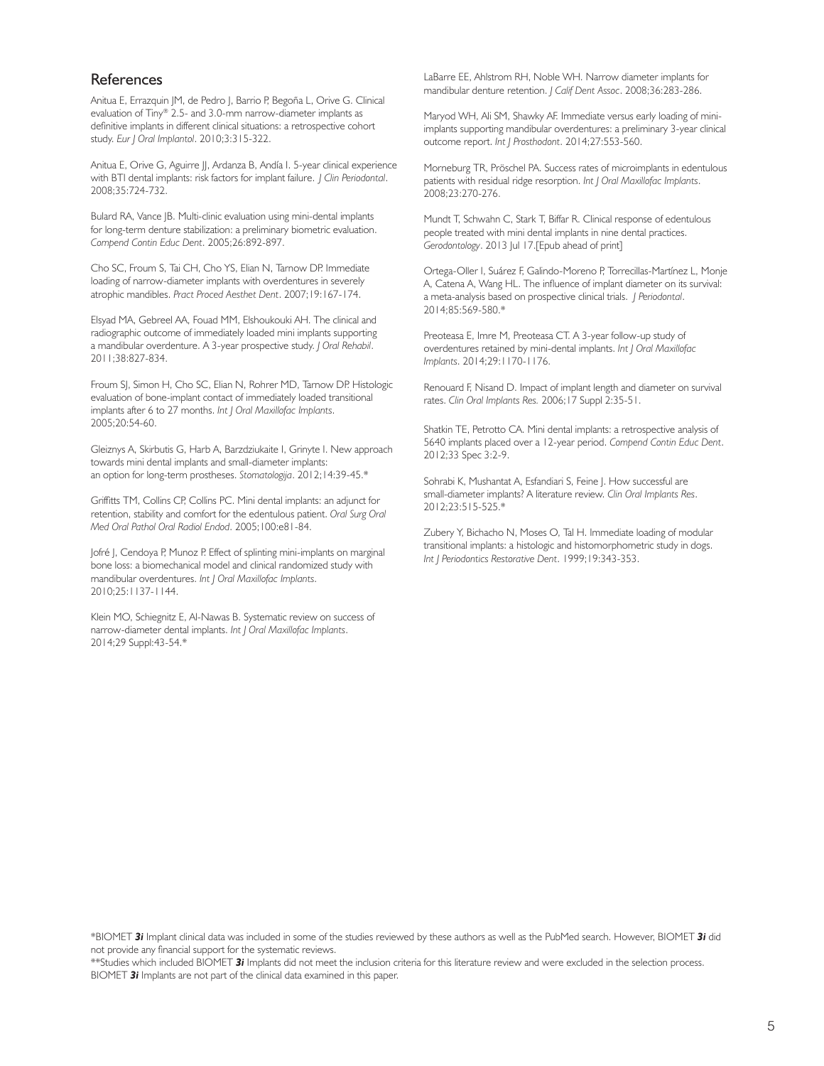## References

Anitua E, Errazquin JM, de Pedro J, Barrio P, Begoña L, Orive G. Clinical evaluation of Tiny® 2.5- and 3.0-mm narrow-diameter implants as definitive implants in different clinical situations: a retrospective cohort study. *Eur J Oral Implantol*. 2010;3:315-322.

Anitua E, Orive G, Aguirre JJ, Ardanza B, Andía I. 5-year clinical experience with BTI dental implants: risk factors for implant failure. *J Clin Periodontol*. 2008;35:724-732.

Bulard RA, Vance JB. Multi-clinic evaluation using mini-dental implants for long-term denture stabilization: a preliminary biometric evaluation. *Compend Contin Educ Dent*. 2005;26:892-897.

Cho SC, Froum S, Tai CH, Cho YS, Elian N, Tarnow DP. Immediate loading of narrow-diameter implants with overdentures in severely atrophic mandibles. *Pract Proced Aesthet Dent*. 2007;19:167-174.

Elsyad MA, Gebreel AA, Fouad MM, Elshoukouki AH. The clinical and radiographic outcome of immediately loaded mini implants supporting a mandibular overdenture. A 3-year prospective study. *J Oral Rehabil*. 2011;38:827-834.

Froum SJ, Simon H, Cho SC, Elian N, Rohrer MD, Tarnow DP. Histologic evaluation of bone-implant contact of immediately loaded transitional implants after 6 to 27 months. *Int J Oral Maxillofac Implants*. 2005;20:54-60.

Gleiznys A, Skirbutis G, Harb A, Barzdziukaite I, Grinyte I. New approach towards mini dental implants and small-diameter implants: an option for long-term prostheses. *Stomatologija*. 2012;14:39-45.*

Griffitts TM, Collins CP, Collins PC. Mini dental implants: an adjunct for retention, stability and comfort for the edentulous patient. *Oral Surg Oral Med Oral Pathol Oral Radiol Endod*. 2005;100:e81-84.

Jofré J, Cendoya P, Munoz P. Effect of splinting mini-implants on marginal bone loss: a biomechanical model and clinical randomized study with mandibular overdentures. *Int J Oral Maxillofac Implants*. 2010;25:1137-1144.

Klein MO, Schiegnitz E, Al-Nawas B. Systematic review on success of narrow-diameter dental implants. *Int J Oral Maxillofac Implants*. 2014;29 Suppl:43-54.*

LaBarre EE, Ahlstrom RH, Noble WH. Narrow diameter implants for mandibular denture retention. *J Calif Dent Assoc*. 2008;36:283-286.

Maryod WH, Ali SM, Shawky AF. Immediate versus early loading of mini-implants supporting mandibular overdentures: a preliminary 3-year clinical outcome report. *Int J Prosthodont*. 2014;27:553-560.

Morneburg TR, Pröschel PA. Success rates of microimplants in edentulous patients with residual ridge resorption. *Int J Oral Maxillofac Implants*. 2008;23:270-276.

Mundt T, Schwahn C, Stark T, Biffar R. Clinical response of edentulous people treated with mini dental implants in nine dental practices. *Gerodontology*. 2013 Jul 17.[Epub ahead of print]

Ortega-Oller I, Suárez F, Galindo-Moreno P, Torrecillas-Martínez L, Monje A, Catena A, Wang HL. The influence of implant diameter on its survival: a meta-analysis based on prospective clinical trials. *J Periodontal*. 2014;85:569-580.*

Preoteasa E, Imre M, Preoteasa CT. A 3-year follow-up study of overdentures retained by mini-dental implants. *Int J Oral Maxillofac Implants*. 2014;29:1170-1176.

Renouard F, Nisand D. Impact of implant length and diameter on survival rates. *Clin Oral Implants Res.* 2006;17 Suppl 2:35-51.

Shatkin TE, Petrotto CA. Mini dental implants: a retrospective analysis of 5640 implants placed over a 12-year period. *Compend Contin Educ Dent*. 2012;33 Spec 3:2-9.

Sohrabi K, Mushantat A, Esfandiari S, Feine J. How successful are small-diameter implants? A literature review. *Clin Oral Implants Res*. 2012;23:515-525.*

Zubery Y, Bichacho N, Moses O, Tal H. Immediate loading of modular transitional implants: a histologic and histomorphometric study in dogs. *Int J Periodontics Restorative Dent*. 1999;19:343-353.

*BIOMET ***3i*** Implant clinical data was included in some of the studies reviewed by these authors as well as the PubMed search. However, BIOMET ***3i*** did not provide any financial support for the systematic reviews.

**Studies which included BIOMET ***3i*** Implants did not meet the inclusion criteria for this literature review and were excluded in the selection process. BIOMET ***3i*** Implants are not part of the clinical data examined in this paper.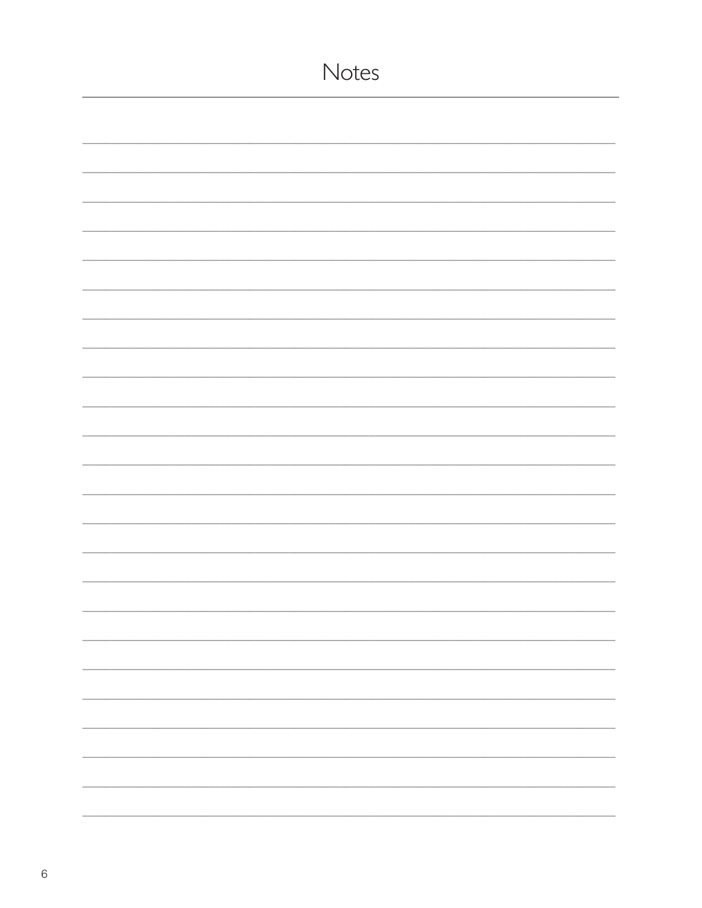# Notes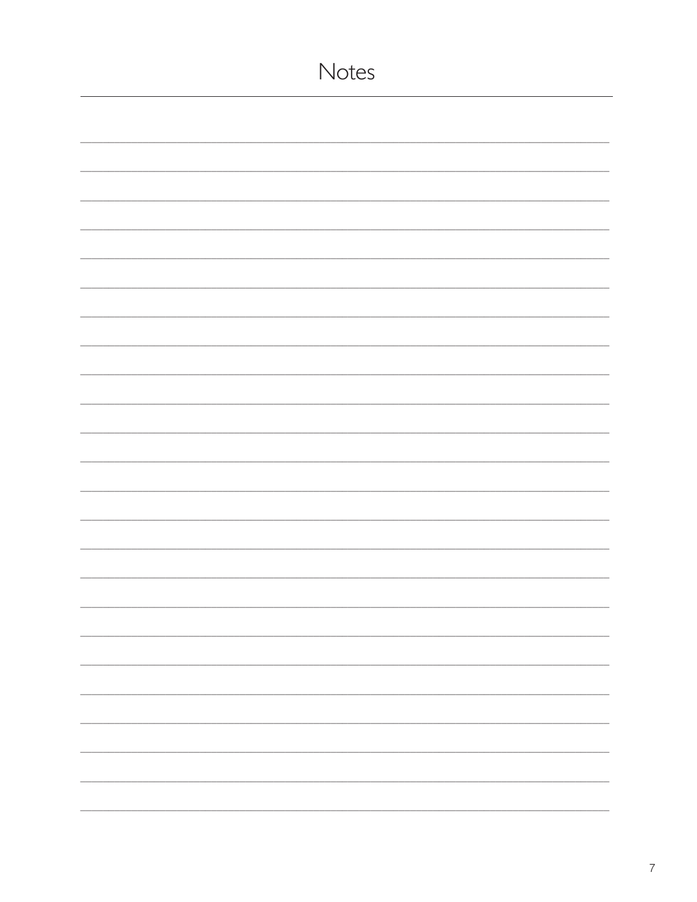# Notes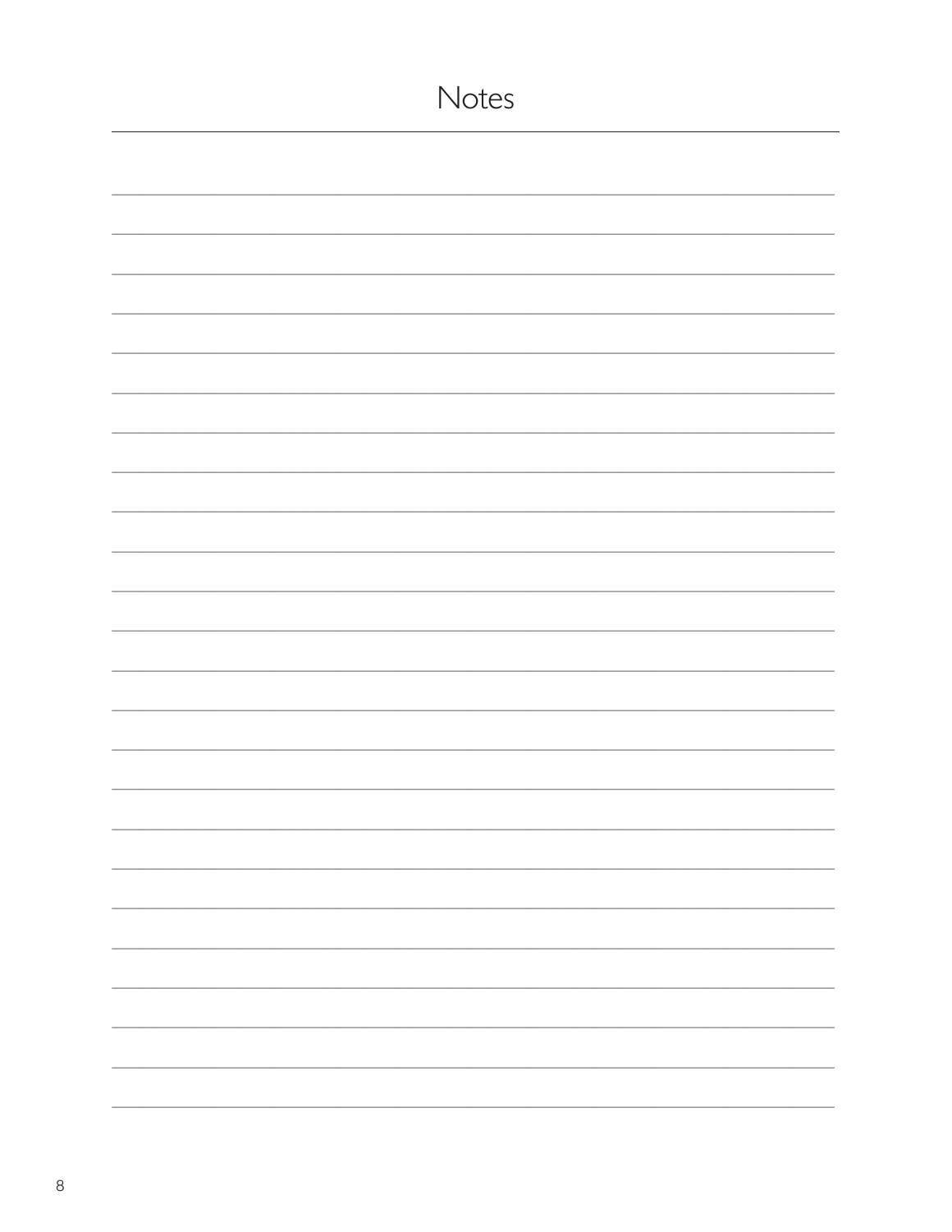# Notes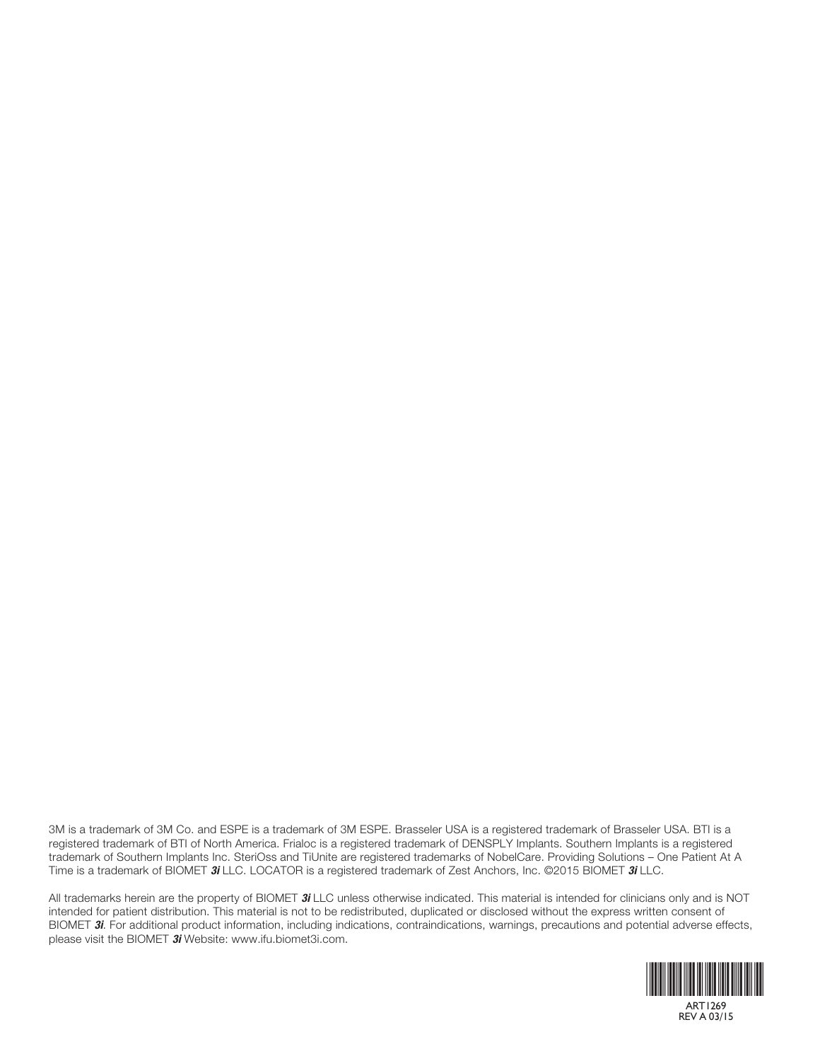3M is a trademark of 3M Co. and ESPE is a trademark of 3M ESPE. Brasseler USA is a registered trademark of Brasseler USA. BTI is a registered trademark of BTI of North America. Frialoc is a registered trademark of DENSPLY Implants. Southern Implants is a registered trademark of Southern Implants Inc. SteriOss and TiUnite are registered trademarks of NobelCare. Providing Solutions – One Patient At A Time is a trademark of BIOMET ***3i*** LLC. LOCATOR is a registered trademark of Zest Anchors, Inc. ©2015 BIOMET ***3i*** LLC.

All trademarks herein are the property of BIOMET ***3i*** LLC unless otherwise indicated. This material is intended for clinicians only and is NOT intended for patient distribution. This material is not to be redistributed, duplicated or disclosed without the express written consent of BIOMET ***3i***. For additional product information, including indications, contraindications, warnings, precautions and potential adverse effects, please visit the BIOMET ***3i*** Website: www.ifu.biomet3i.com.

ART1269
REV A 03/15